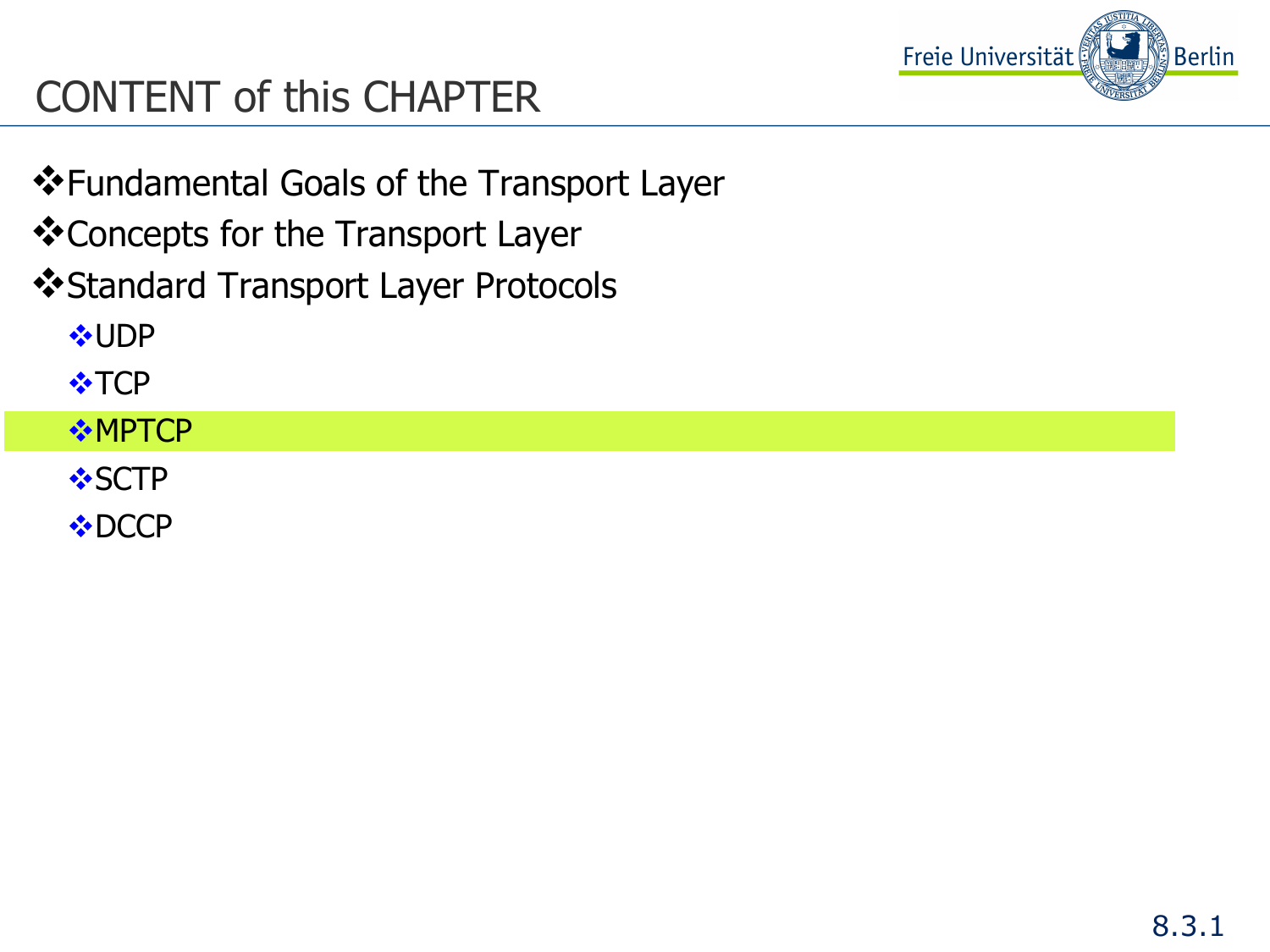# CONTENT of this CHAPTER

- Fundamental Goals of the Transport Layer
- Concepts for the Transport Layer
- Standard Transport Layer Protocols
  - UDP
  - TCP
  - MPTCP
  - SCTP
  - DCCP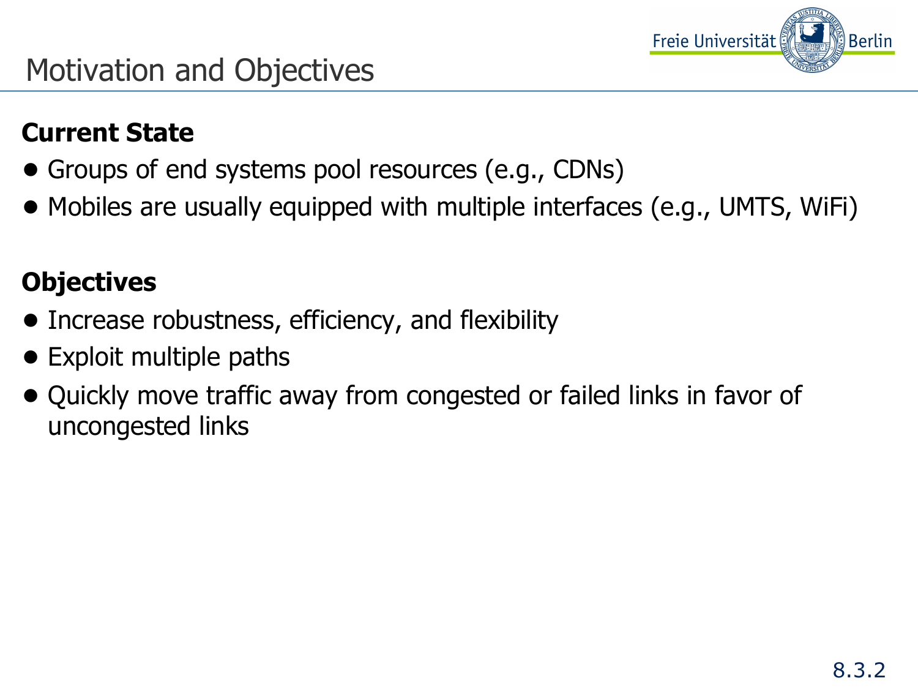# Motivation and Objectives

**Current State**

- Groups of end systems pool resources (e.g., CDNs)
- Mobiles are usually equipped with multiple interfaces (e.g., UMTS, WiFi)

**Objectives**

- Increase robustness, efficiency, and flexibility
- Exploit multiple paths
- Quickly move traffic away from congested or failed links in favor of uncongested links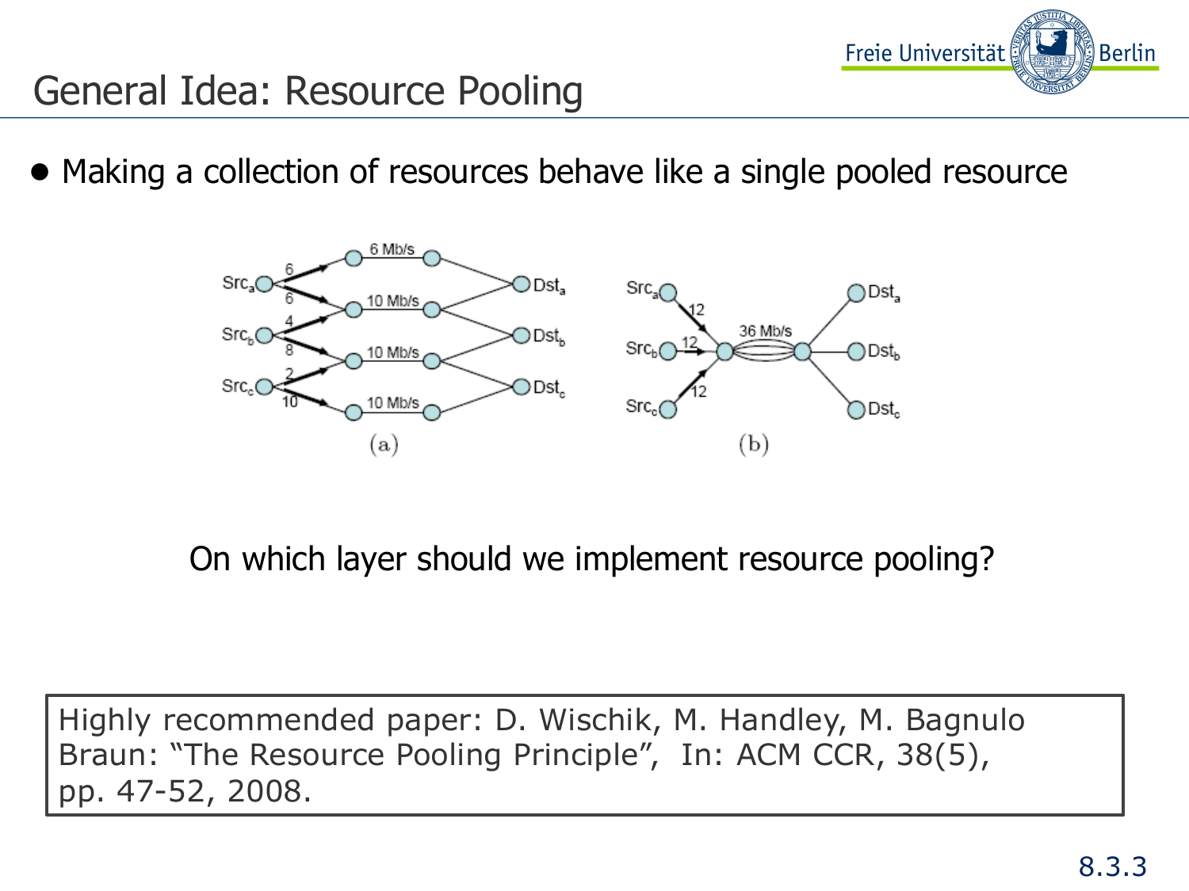## General Idea: Resource Pooling

- Making a collection of resources behave like a single pooled resource

(a) (b)

On which layer should we implement resource pooling?

Highly recommended paper: D. Wischik, M. Handley, M. Bagnulo Braun: "The Resource Pooling Principle", In: ACM CCR, 38(5), pp. 47-52, 2008.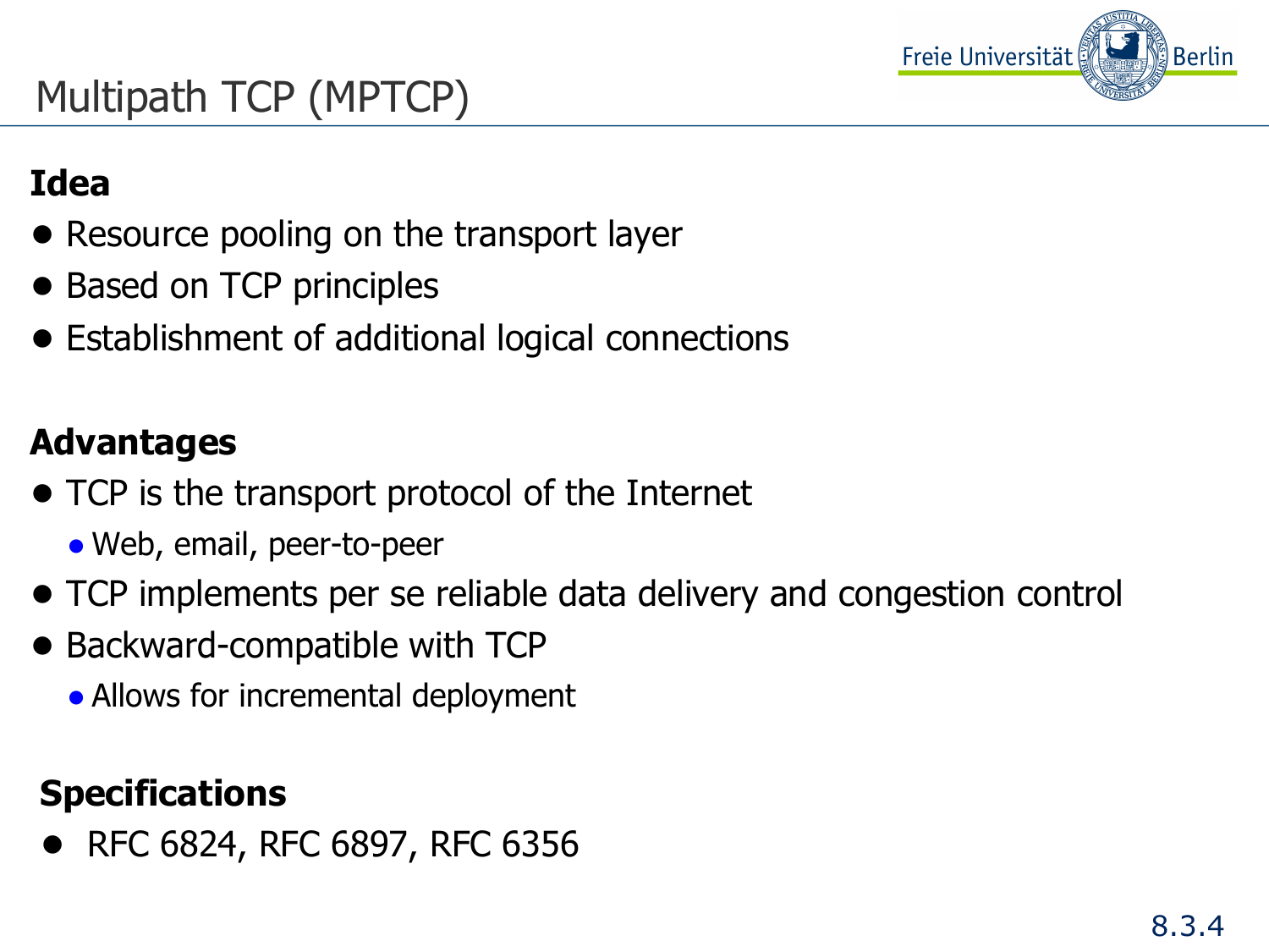# Multipath TCP (MPTCP)

**Idea**

- Resource pooling on the transport layer
- Based on TCP principles
- Establishment of additional logical connections

**Advantages**

- TCP is the transport protocol of the Internet
  - Web, email, peer-to-peer
- TCP implements per se reliable data delivery and congestion control
- Backward-compatible with TCP
  - Allows for incremental deployment

**Specifications**

- RFC 6824, RFC 6897, RFC 6356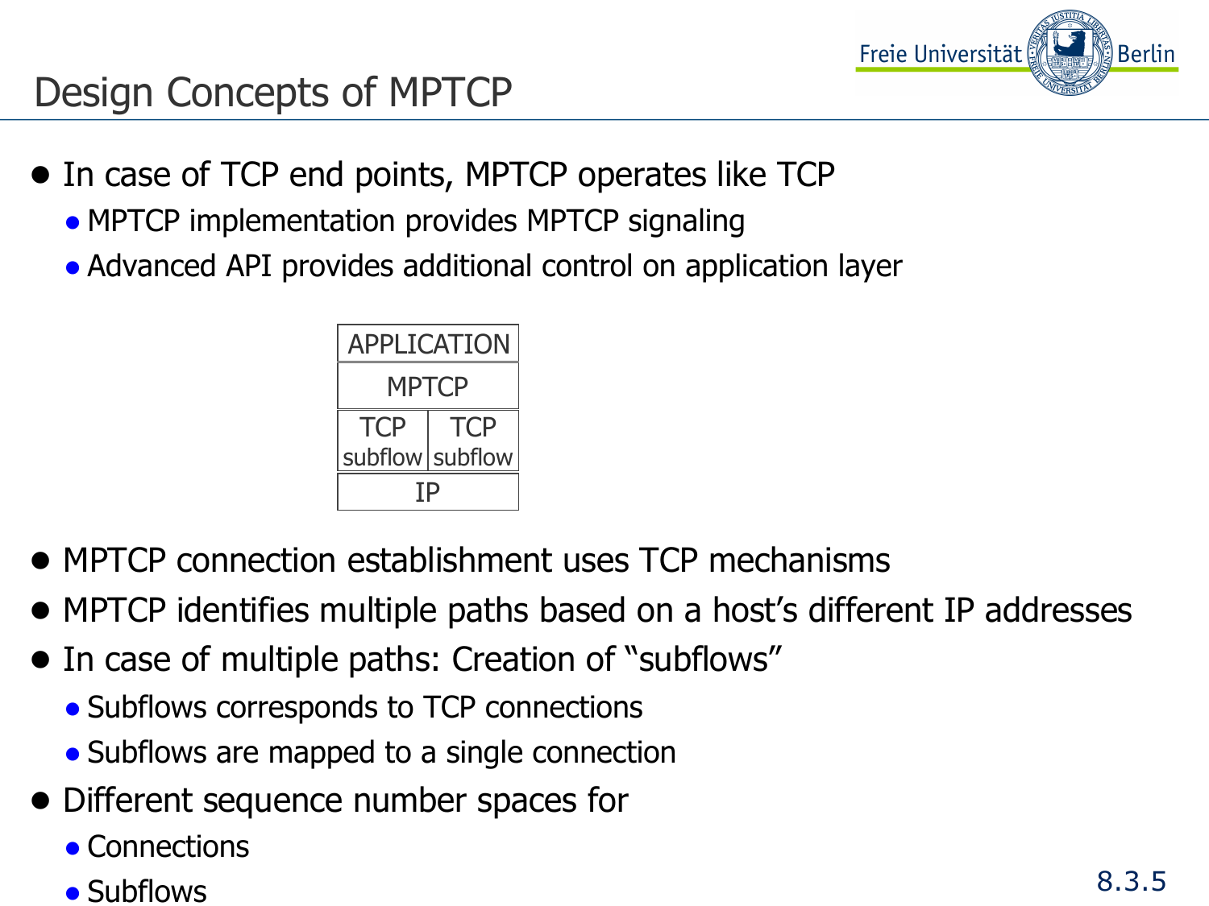# Design Concepts of MPTCP

- In case of TCP end points, MPTCP operates like TCP
  - MPTCP implementation provides MPTCP signaling
  - Advanced API provides additional control on application layer

| APPLICATION | |
|---|---|
| MPTCP | |
| TCP subflow | TCP subflow |
| IP | |

- MPTCP connection establishment uses TCP mechanisms
- MPTCP identifies multiple paths based on a host's different IP addresses
- In case of multiple paths: Creation of "subflows"
  - Subflows corresponds to TCP connections
  - Subflows are mapped to a single connection
- Different sequence number spaces for
  - Connections
  - Subflows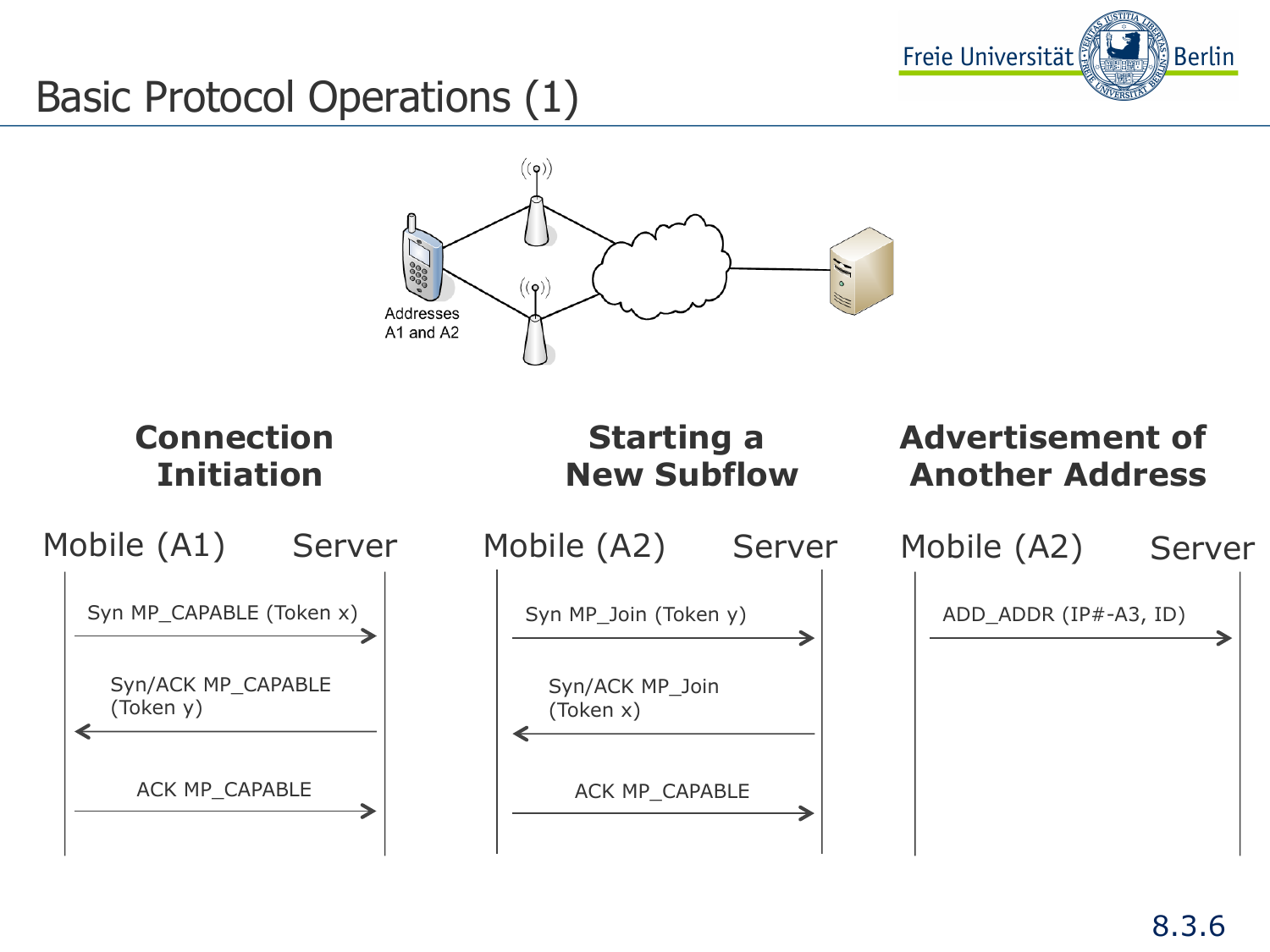# Basic Protocol Operations (1)

Addresses A1 and A2

## Connection Initiation

Mobile (A1) — Server

- Syn MP_CAPABLE (Token x) →
- ← Syn/ACK MP_CAPABLE (Token y)
- ACK MP_CAPABLE →

## Starting a New Subflow

Mobile (A2) — Server

- Syn MP_Join (Token y) →
- ← Syn/ACK MP_Join (Token x)
- ACK MP_CAPABLE →

## Advertisement of Another Address

Mobile (A2) — Server

- ADD_ADDR (IP#-A3, ID) →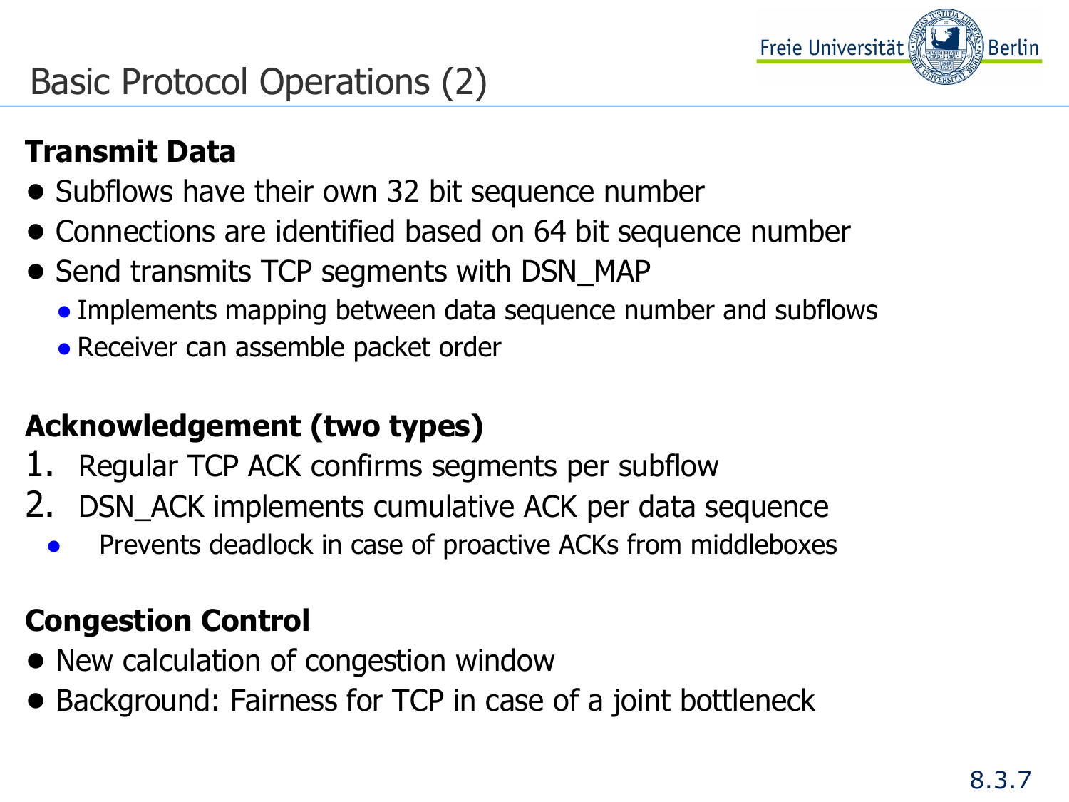# Basic Protocol Operations (2)

**Transmit Data**

- Subflows have their own 32 bit sequence number
- Connections are identified based on 64 bit sequence number
- Send transmits TCP segments with DSN_MAP
  - Implements mapping between data sequence number and subflows
  - Receiver can assemble packet order

**Acknowledgement (two types)**

1. Regular TCP ACK confirms segments per subflow
2. DSN_ACK implements cumulative ACK per data sequence
   - Prevents deadlock in case of proactive ACKs from middleboxes

**Congestion Control**

- New calculation of congestion window
- Background: Fairness for TCP in case of a joint bottleneck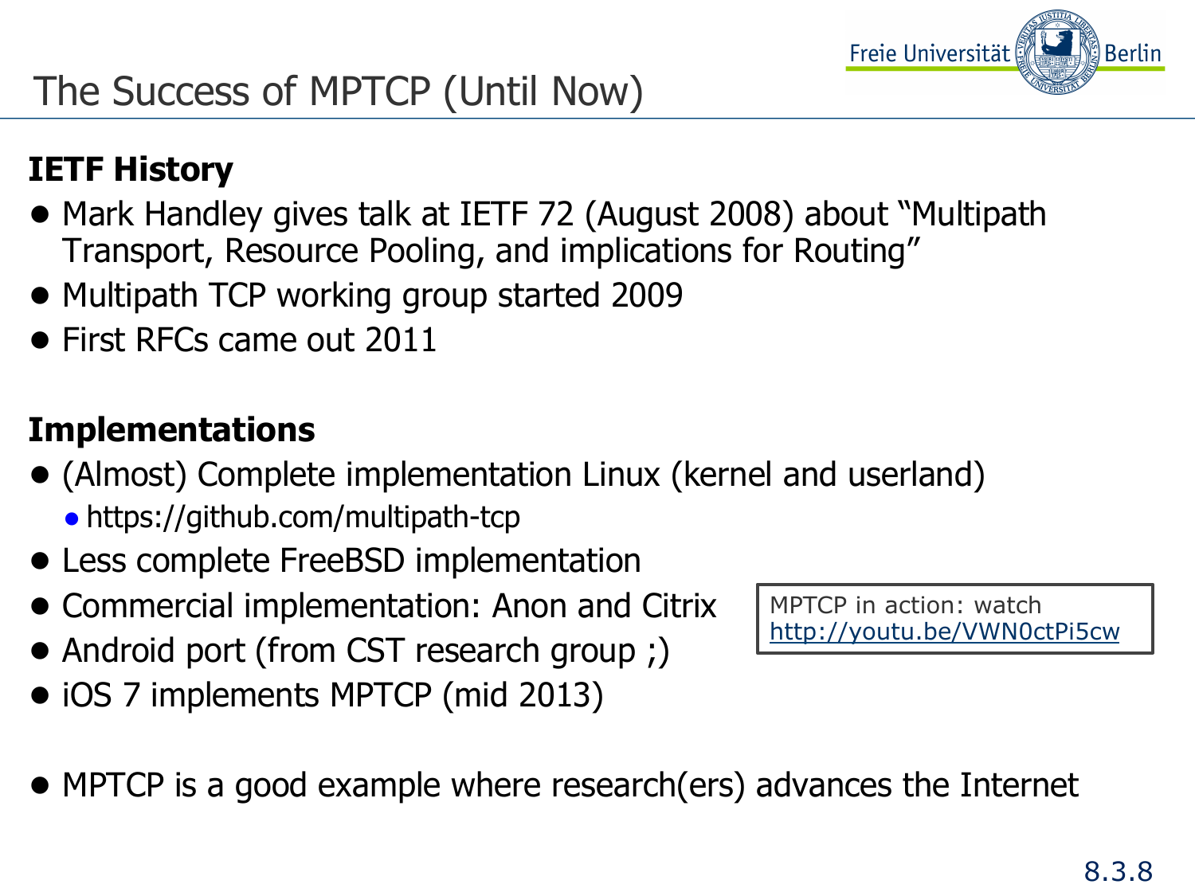# The Success of MPTCP (Until Now)

**IETF History**

- Mark Handley gives talk at IETF 72 (August 2008) about "Multipath Transport, Resource Pooling, and implications for Routing"
- Multipath TCP working group started 2009
- First RFCs came out 2011

**Implementations**

- (Almost) Complete implementation Linux (kernel and userland)
  - https://github.com/multipath-tcp
- Less complete FreeBSD implementation
- Commercial implementation: Anon and Citrix
- Android port (from CST research group ;)
- iOS 7 implements MPTCP (mid 2013)

MPTCP in action: watch http://youtu.be/VWN0ctPi5cw

- MPTCP is a good example where research(ers) advances the Internet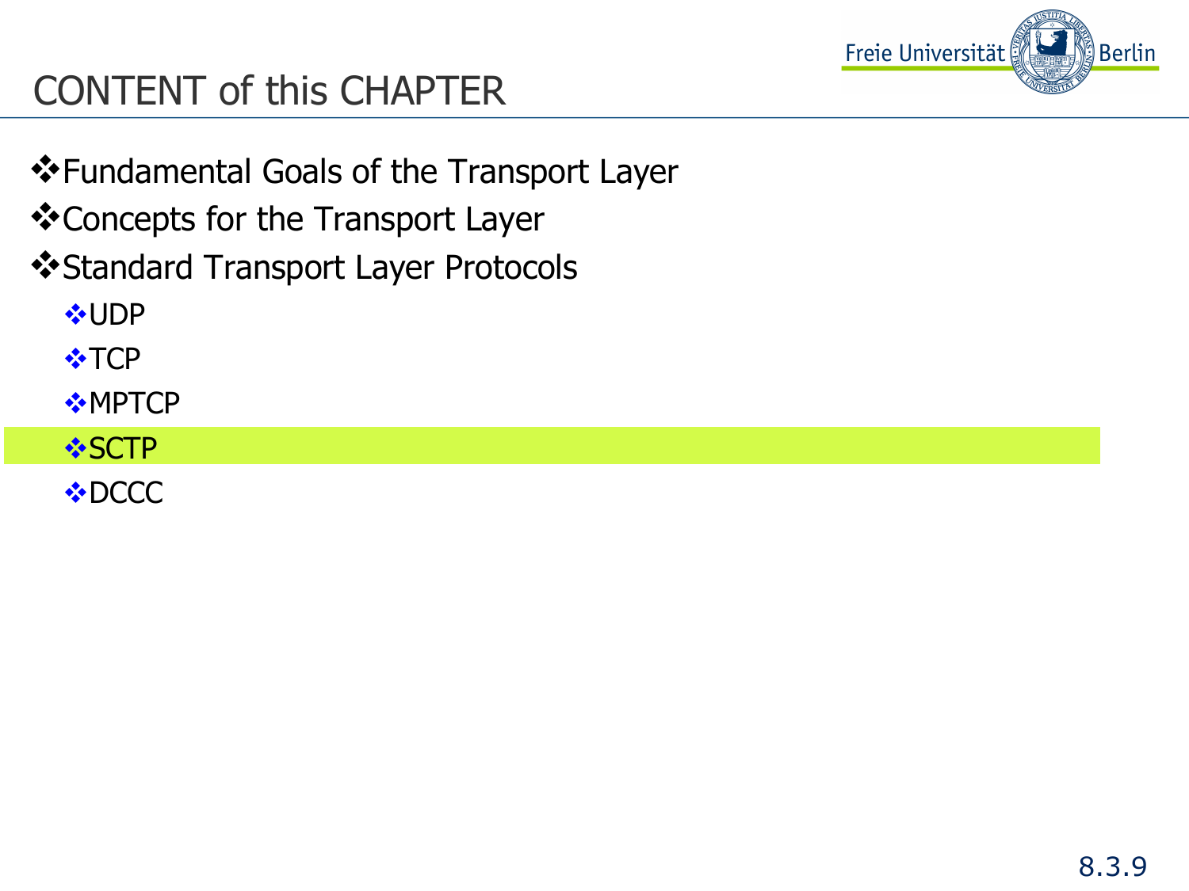# CONTENT of this CHAPTER

- Fundamental Goals of the Transport Layer
- Concepts for the Transport Layer
- Standard Transport Layer Protocols
  - UDP
  - TCP
  - MPTCP
  - SCTP
  - DCCC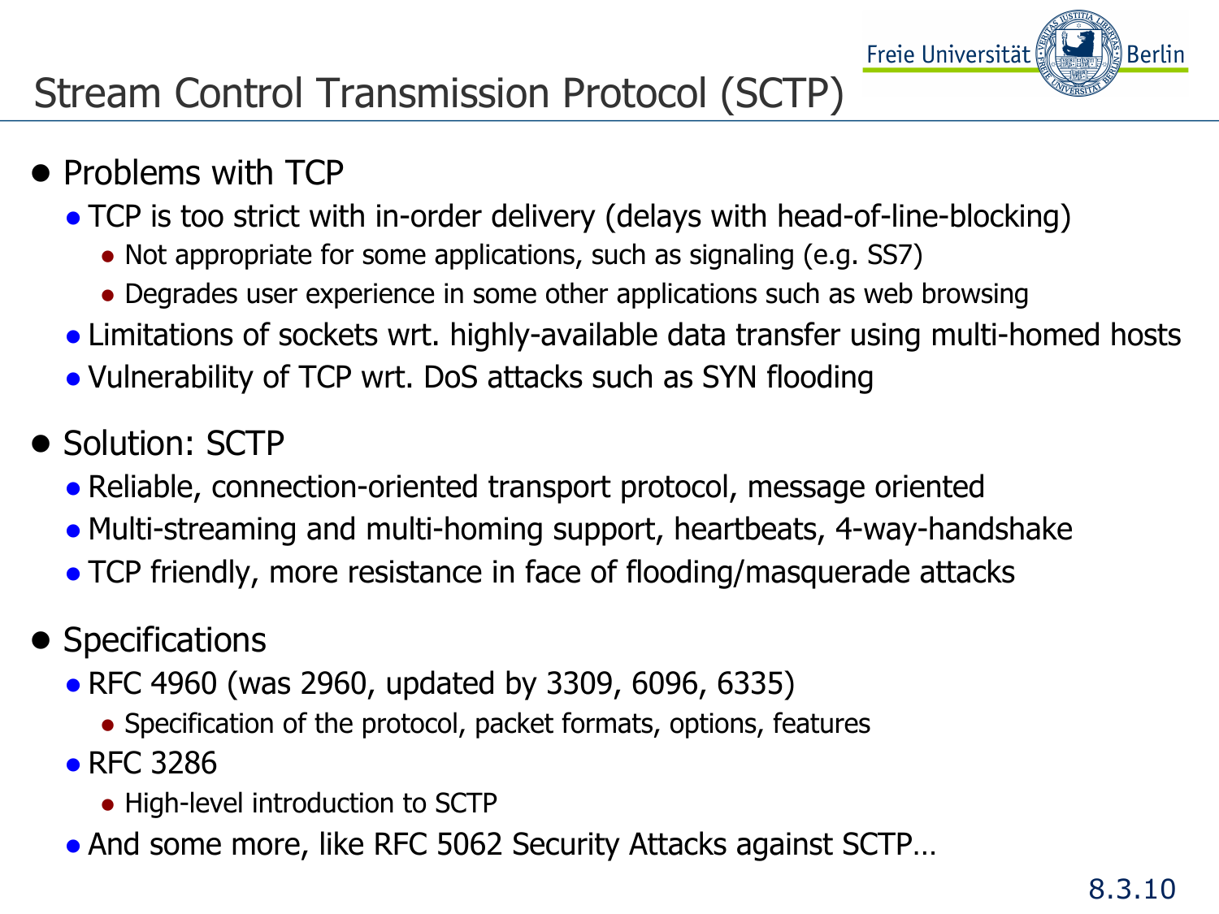# Stream Control Transmission Protocol (SCTP)

- Problems with TCP
  - TCP is too strict with in-order delivery (delays with head-of-line-blocking)
    - Not appropriate for some applications, such as signaling (e.g. SS7)
    - Degrades user experience in some other applications such as web browsing
  - Limitations of sockets wrt. highly-available data transfer using multi-homed hosts
  - Vulnerability of TCP wrt. DoS attacks such as SYN flooding

- Solution: SCTP
  - Reliable, connection-oriented transport protocol, message oriented
  - Multi-streaming and multi-homing support, heartbeats, 4-way-handshake
  - TCP friendly, more resistance in face of flooding/masquerade attacks

- Specifications
  - RFC 4960 (was 2960, updated by 3309, 6096, 6335)
    - Specification of the protocol, packet formats, options, features
  - RFC 3286
    - High-level introduction to SCTP
  - And some more, like RFC 5062 Security Attacks against SCTP…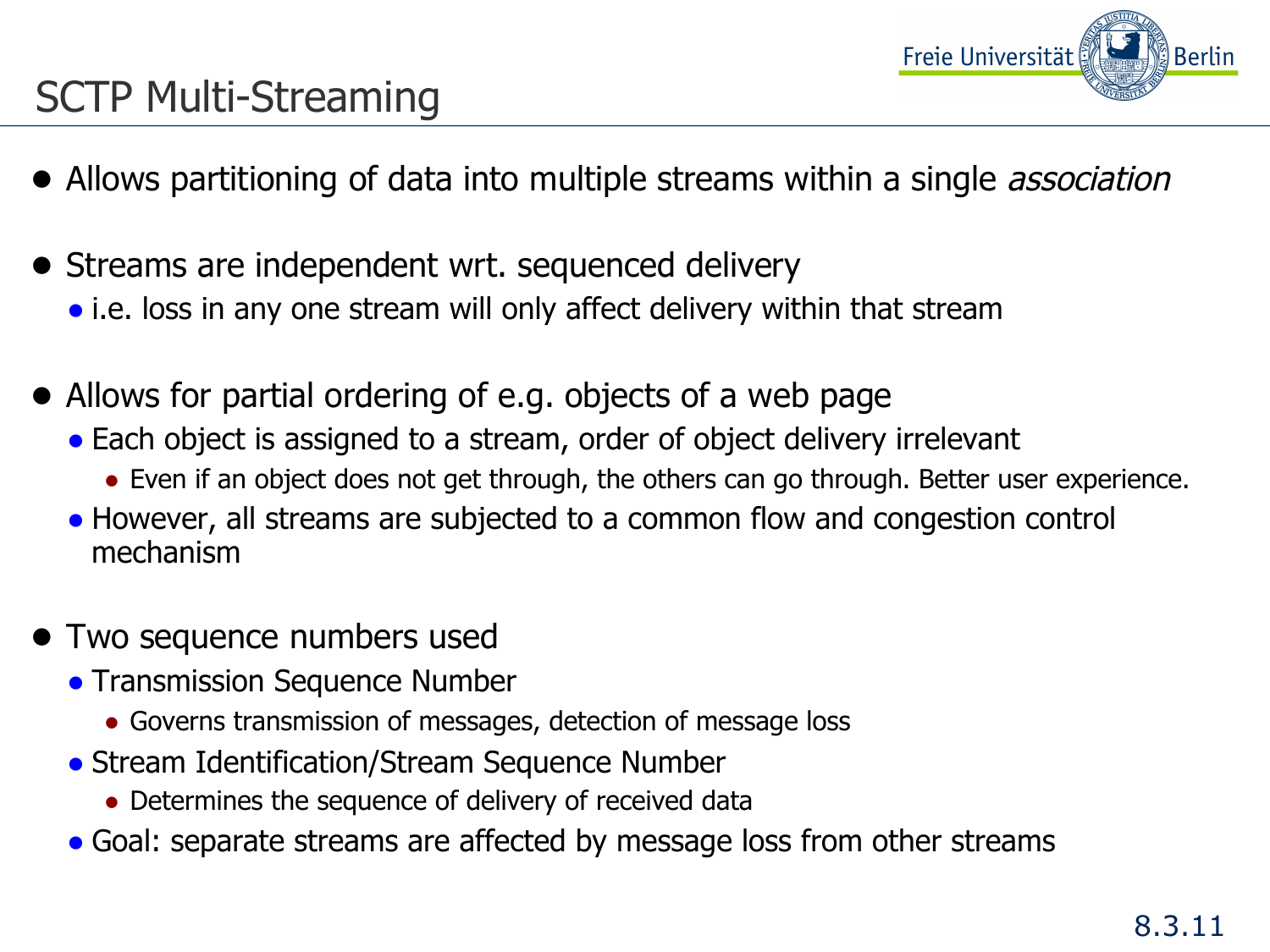# SCTP Multi-Streaming

- Allows partitioning of data into multiple streams within a single *association*
- Streams are independent wrt. sequenced delivery
  - i.e. loss in any one stream will only affect delivery within that stream
- Allows for partial ordering of e.g. objects of a web page
  - Each object is assigned to a stream, order of object delivery irrelevant
    - Even if an object does not get through, the others can go through. Better user experience.
  - However, all streams are subjected to a common flow and congestion control mechanism
- Two sequence numbers used
  - Transmission Sequence Number
    - Governs transmission of messages, detection of message loss
  - Stream Identification/Stream Sequence Number
    - Determines the sequence of delivery of received data
  - Goal: separate streams are affected by message loss from other streams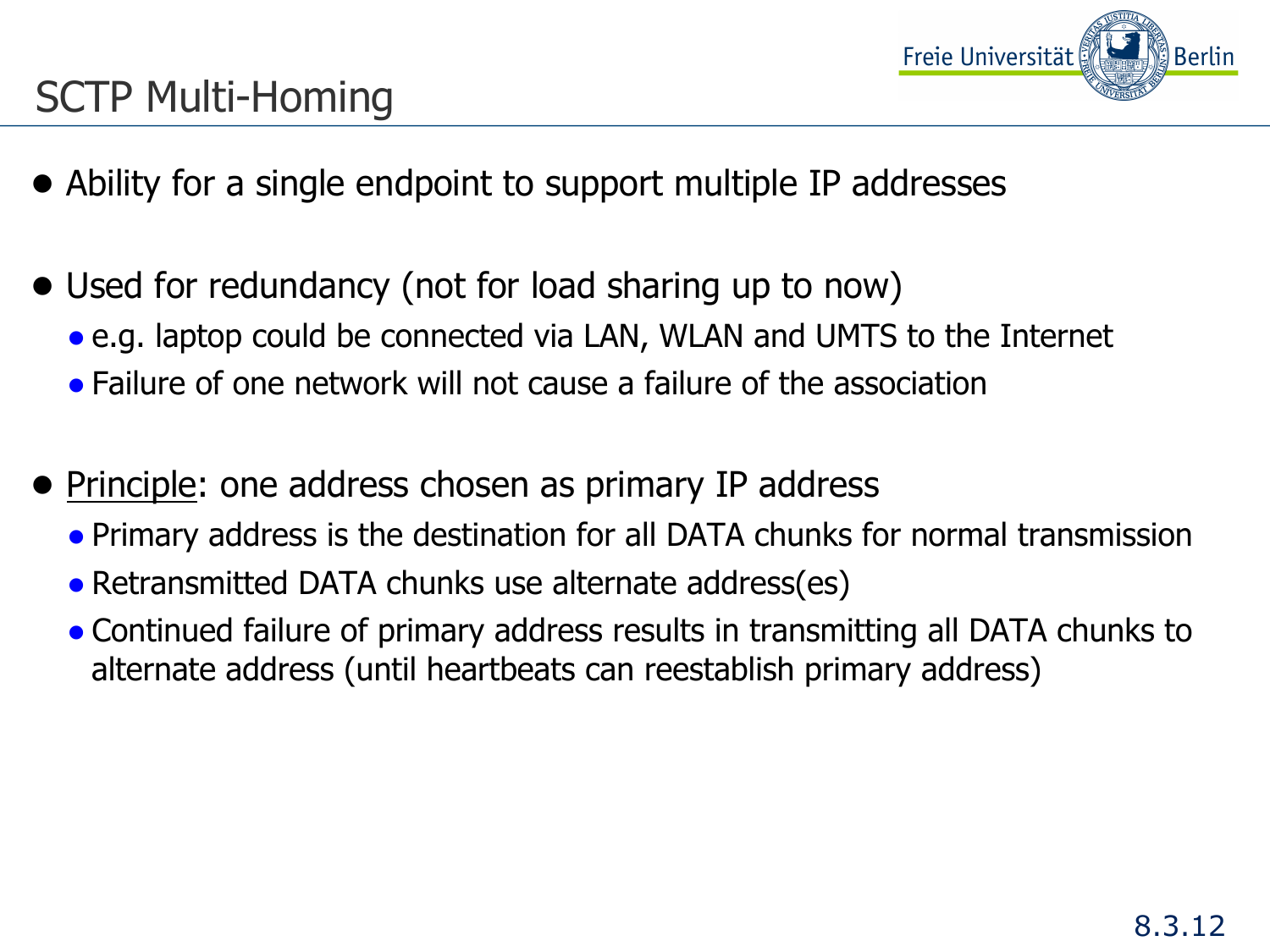# SCTP Multi-Homing

- Ability for a single endpoint to support multiple IP addresses
- Used for redundancy (not for load sharing up to now)
  - e.g. laptop could be connected via LAN, WLAN and UMTS to the Internet
  - Failure of one network will not cause a failure of the association
- <u>Principle</u>: one address chosen as primary IP address
  - Primary address is the destination for all DATA chunks for normal transmission
  - Retransmitted DATA chunks use alternate address(es)
  - Continued failure of primary address results in transmitting all DATA chunks to alternate address (until heartbeats can reestablish primary address)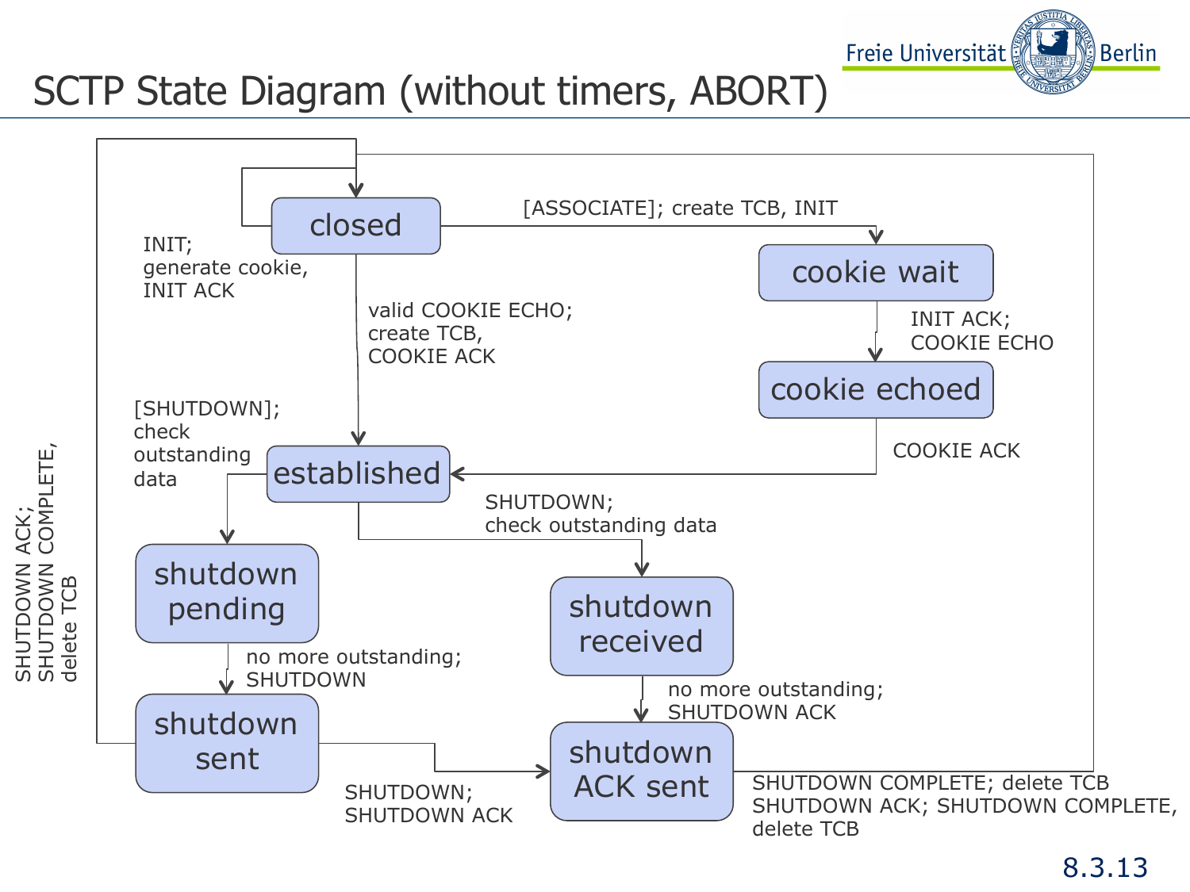# SCTP State Diagram (without timers, ABORT)

closed

[ASSOCIATE]; create TCB, INIT

cookie wait

INIT ACK; COOKIE ECHO

cookie echoed

COOKIE ACK

INIT; generate cookie, INIT ACK

valid COOKIE ECHO; create TCB, COOKIE ACK

established

[SHUTDOWN]; check outstanding data

SHUTDOWN; check outstanding data

shutdown pending

no more outstanding; SHUTDOWN

shutdown sent

shutdown received

no more outstanding; SHUTDOWN ACK

shutdown ACK sent

SHUTDOWN; SHUTDOWN ACK

SHUTDOWN COMPLETE; delete TCB

SHUTDOWN ACK; SHUTDOWN COMPLETE, delete TCB

SHUTDOWN ACK; SHUTDOWN COMPLETE, delete TCB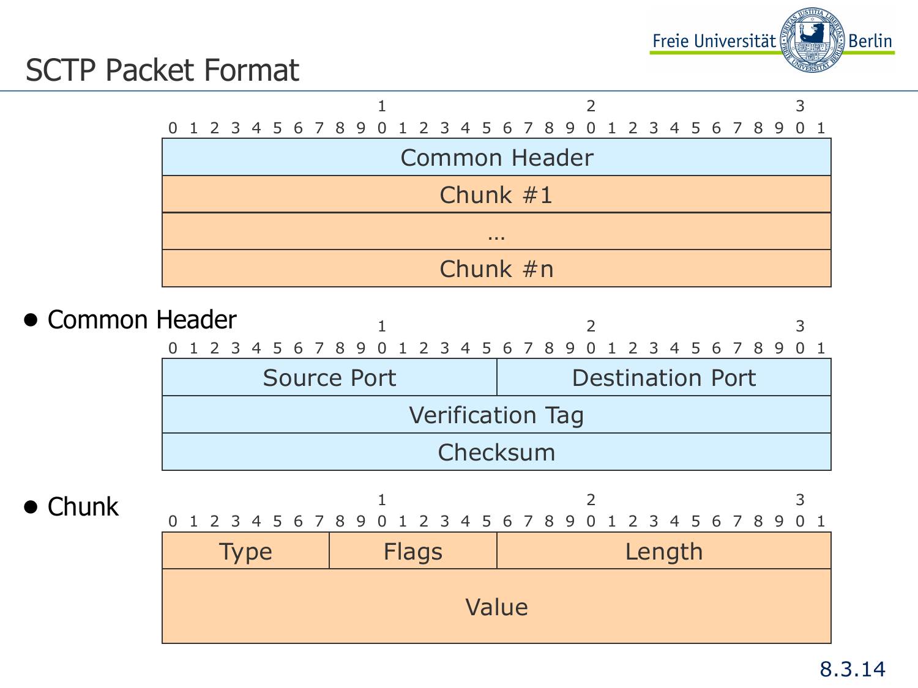# SCTP Packet Format

| 0–31 |
| --- |
| Common Header |
| Chunk #1 |
| … |
| Chunk #n |

- Common Header

| 0–15 | 16–31 |
| --- | --- |
| Source Port | Destination Port |
| Verification Tag | |
| Checksum | |

- Chunk

| 0–7 | 8–15 | 16–31 |
| --- | --- | --- |
| Type | Flags | Length |
| Value | | |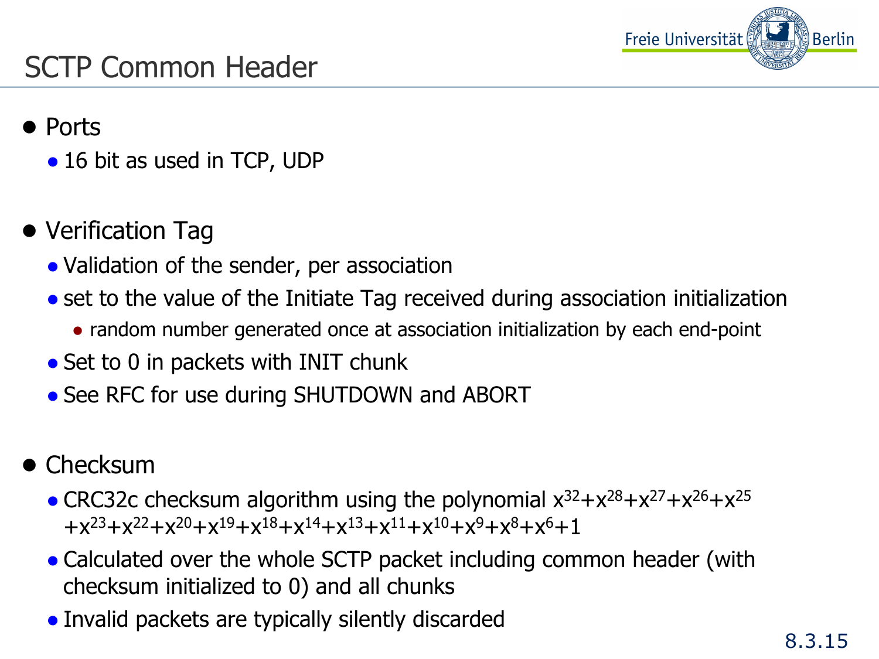# SCTP Common Header

- Ports
  - 16 bit as used in TCP, UDP
- Verification Tag
  - Validation of the sender, per association
  - set to the value of the Initiate Tag received during association initialization
    - random number generated once at association initialization by each end-point
  - Set to 0 in packets with INIT chunk
  - See RFC for use during SHUTDOWN and ABORT
- Checksum
  - CRC32c checksum algorithm using the polynomial $x^{32}+x^{28}+x^{27}+x^{26}+x^{25}+x^{23}+x^{22}+x^{20}+x^{19}+x^{18}+x^{14}+x^{13}+x^{11}+x^{10}+x^{9}+x^{8}+x^{6}+1$
  - Calculated over the whole SCTP packet including common header (with checksum initialized to 0) and all chunks
  - Invalid packets are typically silently discarded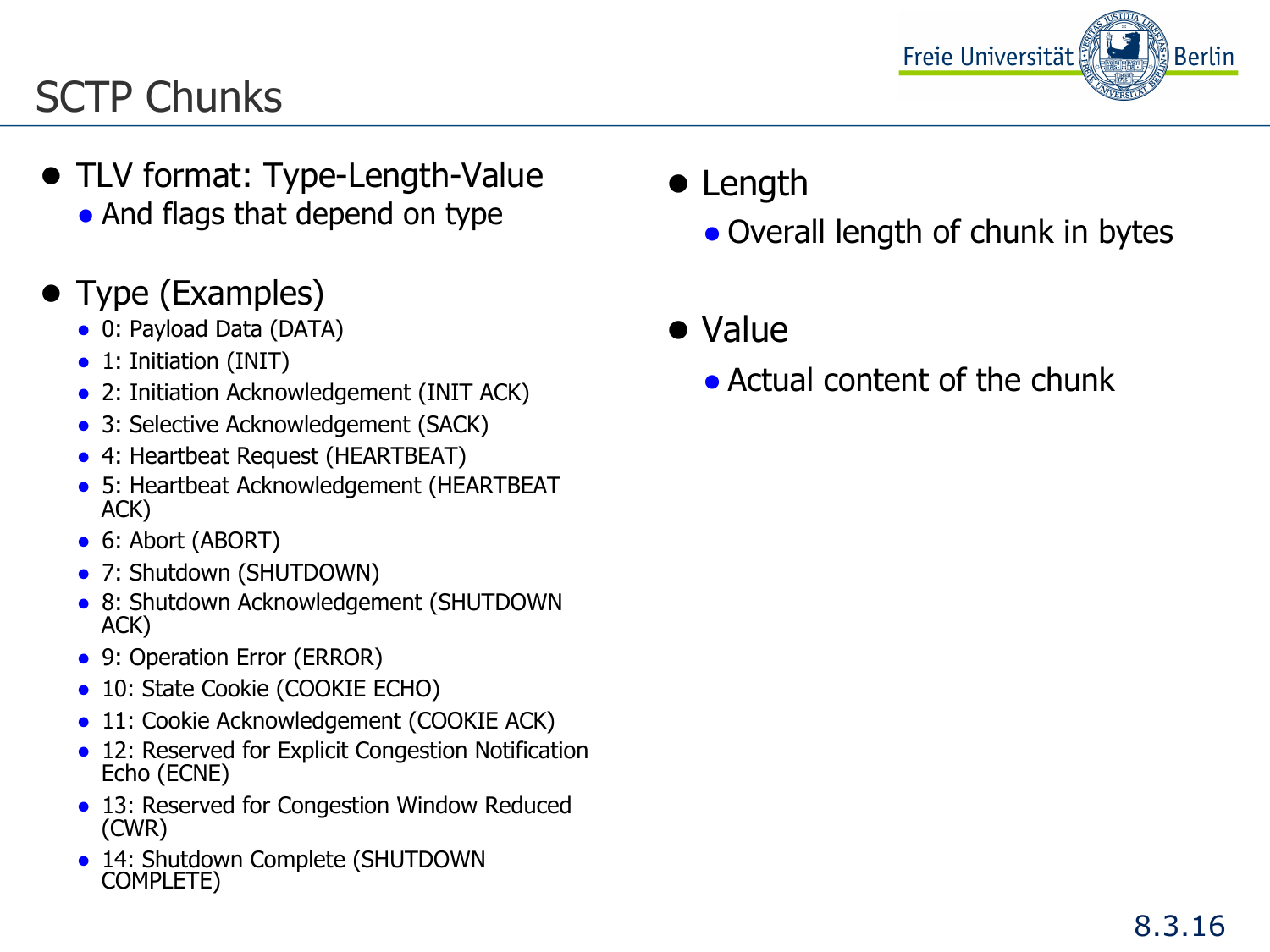# SCTP Chunks

- TLV format: Type-Length-Value
  - And flags that depend on type
- Type (Examples)
  - 0: Payload Data (DATA)
  - 1: Initiation (INIT)
  - 2: Initiation Acknowledgement (INIT ACK)
  - 3: Selective Acknowledgement (SACK)
  - 4: Heartbeat Request (HEARTBEAT)
  - 5: Heartbeat Acknowledgement (HEARTBEAT ACK)
  - 6: Abort (ABORT)
  - 7: Shutdown (SHUTDOWN)
  - 8: Shutdown Acknowledgement (SHUTDOWN ACK)
  - 9: Operation Error (ERROR)
  - 10: State Cookie (COOKIE ECHO)
  - 11: Cookie Acknowledgement (COOKIE ACK)
  - 12: Reserved for Explicit Congestion Notification Echo (ECNE)
  - 13: Reserved for Congestion Window Reduced (CWR)
  - 14: Shutdown Complete (SHUTDOWN COMPLETE)
- Length
  - Overall length of chunk in bytes
- Value
  - Actual content of the chunk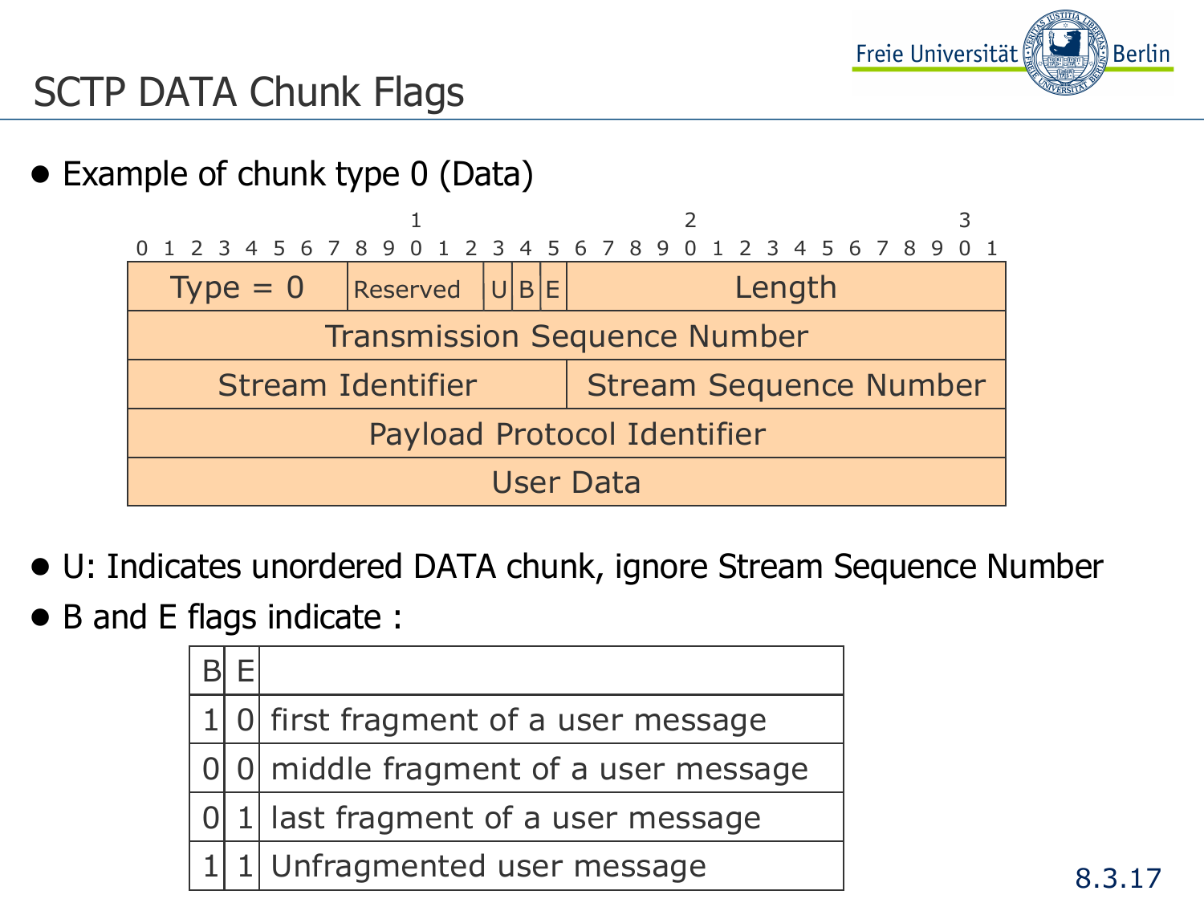# SCTP DATA Chunk Flags

- Example of chunk type 0 (Data)

```
                     1                   2                   3
 0 1 2 3 4 5 6 7 8 9 0 1 2 3 4 5 6 7 8 9 0 1 2 3 4 5 6 7 8 9 0 1
+---------------+---------+-+-+-+-------------------------------+
|   Type = 0    | Reserved|U|B|E|            Length             |
+---------------+---------+-+-+-+-------------------------------+
|                Transmission Sequence Number                   |
+-------------------------------+-------------------------------+
|       Stream Identifier       |    Stream Sequence Number     |
+-------------------------------+-------------------------------+
|                 Payload Protocol Identifier                   |
+---------------------------------------------------------------+
|                          User Data                            |
+---------------------------------------------------------------+
```

- U: Indicates unordered DATA chunk, ignore Stream Sequence Number
- B and E flags indicate :

| B | E | |
|---|---|---|
| 1 | 0 | first fragment of a user message |
| 0 | 0 | middle fragment of a user message |
| 0 | 1 | last fragment of a user message |
| 1 | 1 | Unfragmented user message |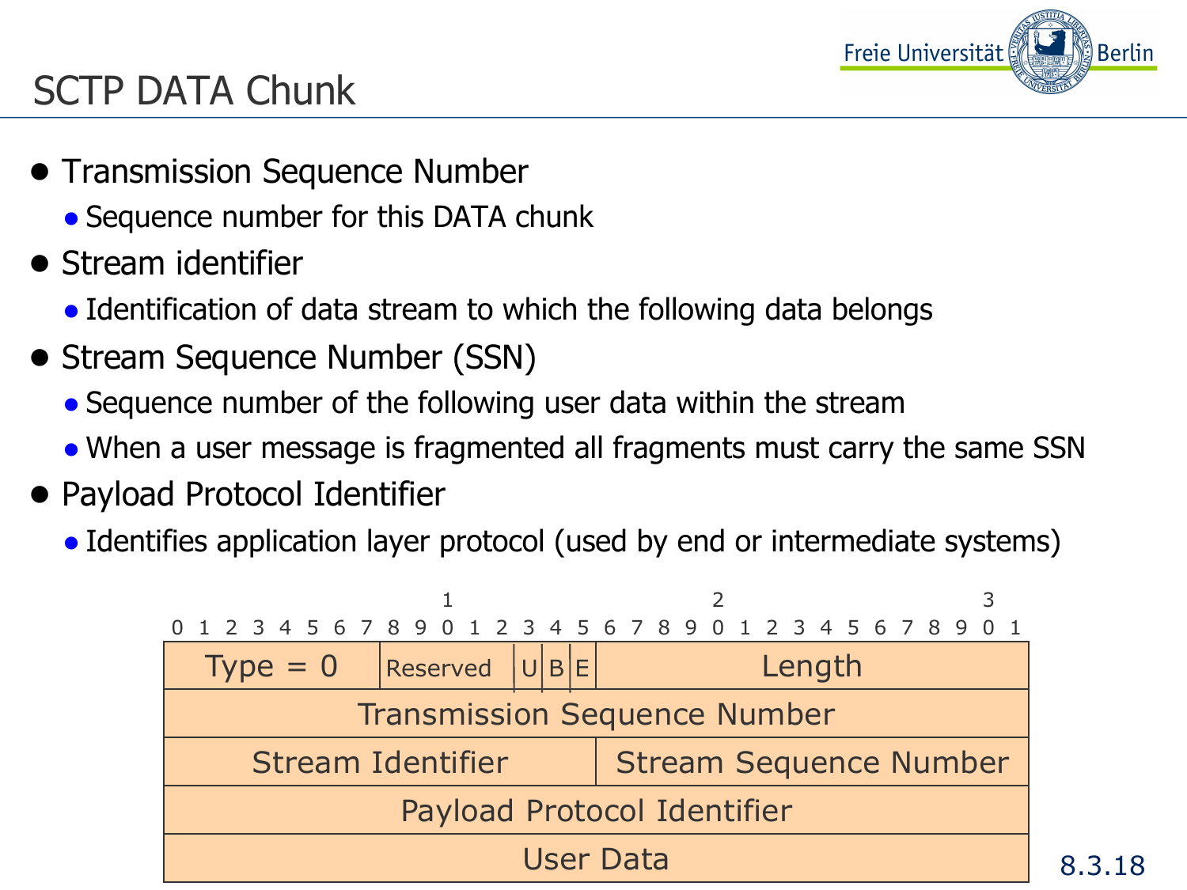# SCTP DATA Chunk

- Transmission Sequence Number
  - Sequence number for this DATA chunk
- Stream identifier
  - Identification of data stream to which the following data belongs
- Stream Sequence Number (SSN)
  - Sequence number of the following user data within the stream
  - When a user message is fragmented all fragments must carry the same SSN
- Payload Protocol Identifier
  - Identifies application layer protocol (used by end or intermediate systems)

| Bits 0–7 | Bits 8–12 | Bit 13 | Bit 14 | Bit 15 | Bits 16–31 |
|---|---|---|---|---|---|
| Type = 0 | Reserved | U | B | E | Length |
| Transmission Sequence Number | | | | | |
| Stream Identifier | | | | | Stream Sequence Number |
| Payload Protocol Identifier | | | | | |
| User Data | | | | | |

8.3.18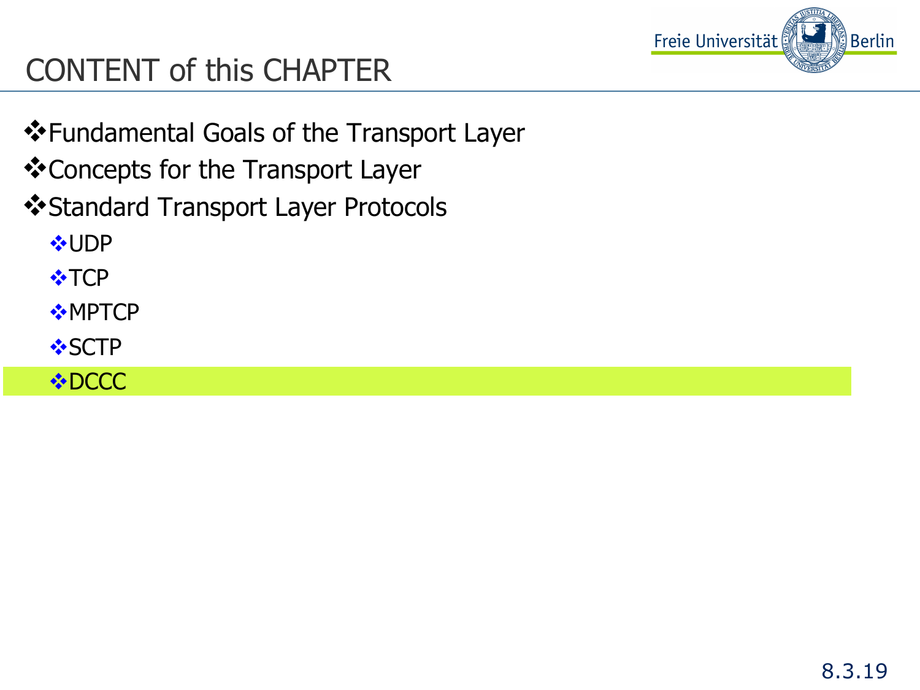# CONTENT of this CHAPTER

- Fundamental Goals of the Transport Layer
- Concepts for the Transport Layer
- Standard Transport Layer Protocols
  - UDP
  - TCP
  - MPTCP
  - SCTP
  - DCCC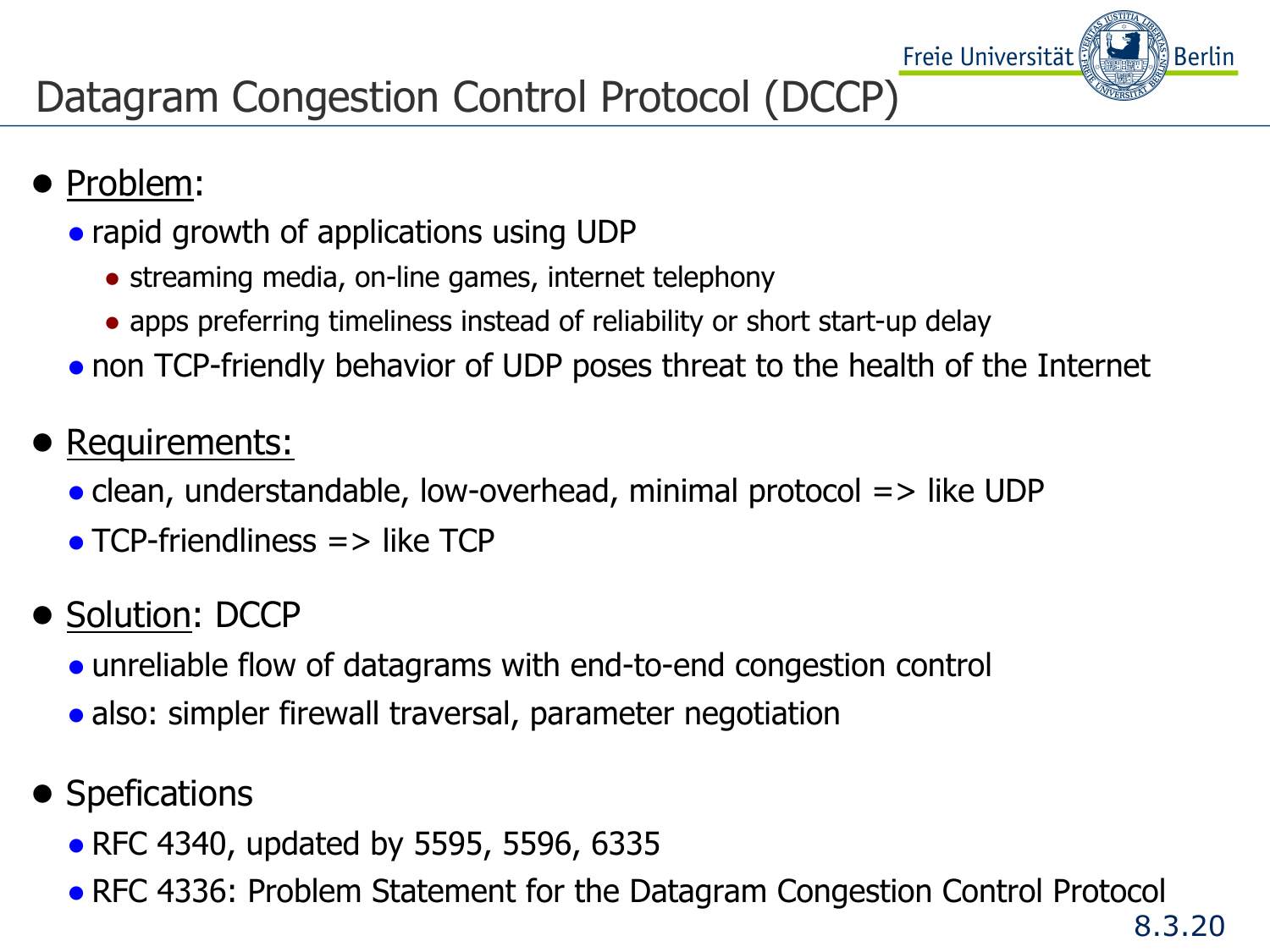# Datagram Congestion Control Protocol (DCCP)

- Problem:
  - rapid growth of applications using UDP
    - streaming media, on-line games, internet telephony
    - apps preferring timeliness instead of reliability or short start-up delay
  - non TCP-friendly behavior of UDP poses threat to the health of the Internet
- Requirements:
  - clean, understandable, low-overhead, minimal protocol => like UDP
  - TCP-friendliness => like TCP
- Solution: DCCP
  - unreliable flow of datagrams with end-to-end congestion control
  - also: simpler firewall traversal, parameter negotiation
- Spefications
  - RFC 4340, updated by 5595, 5596, 6335
  - RFC 4336: Problem Statement for the Datagram Congestion Control Protocol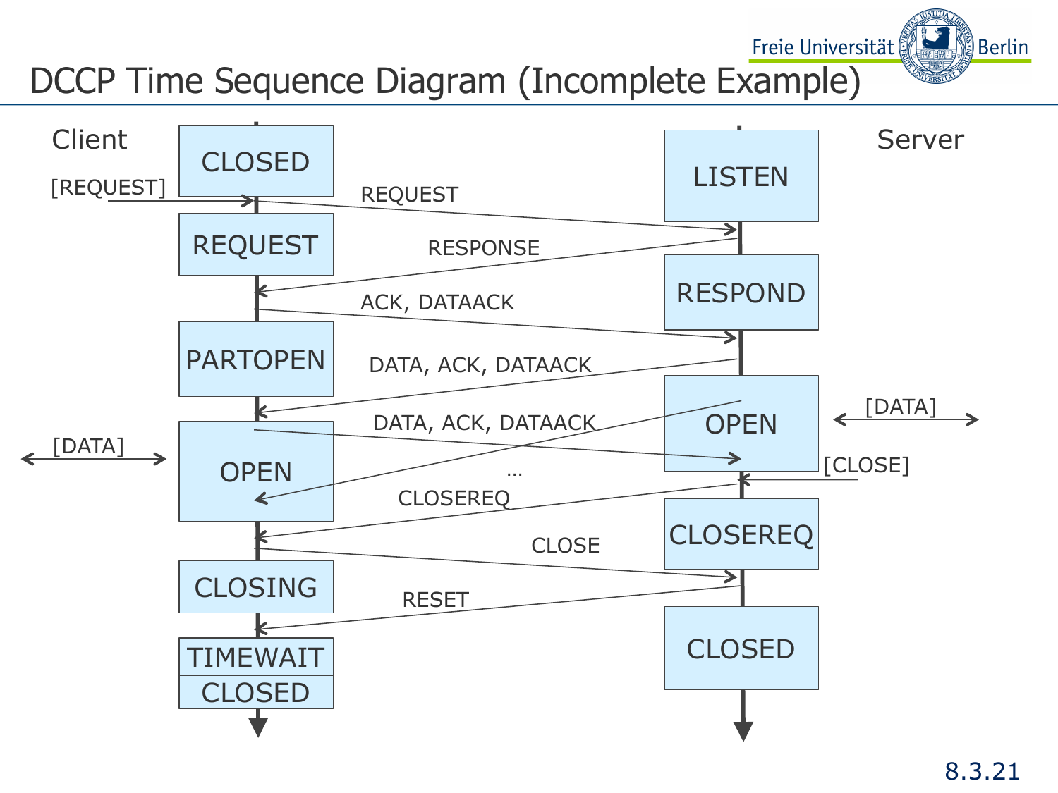# DCCP Time Sequence Diagram (Incomplete Example)

Client

Server

CLOSED

LISTEN

[REQUEST]

REQUEST

REQUEST

RESPONSE

RESPOND

ACK, DATAACK

PARTOPEN

DATA, ACK, DATAACK

OPEN

[DATA]

DATA, ACK, DATAACK

[DATA]

OPEN

[CLOSE]

...

CLOSEREQ

CLOSEREQ

CLOSE

CLOSING

RESET

CLOSED

TIMEWAIT

CLOSED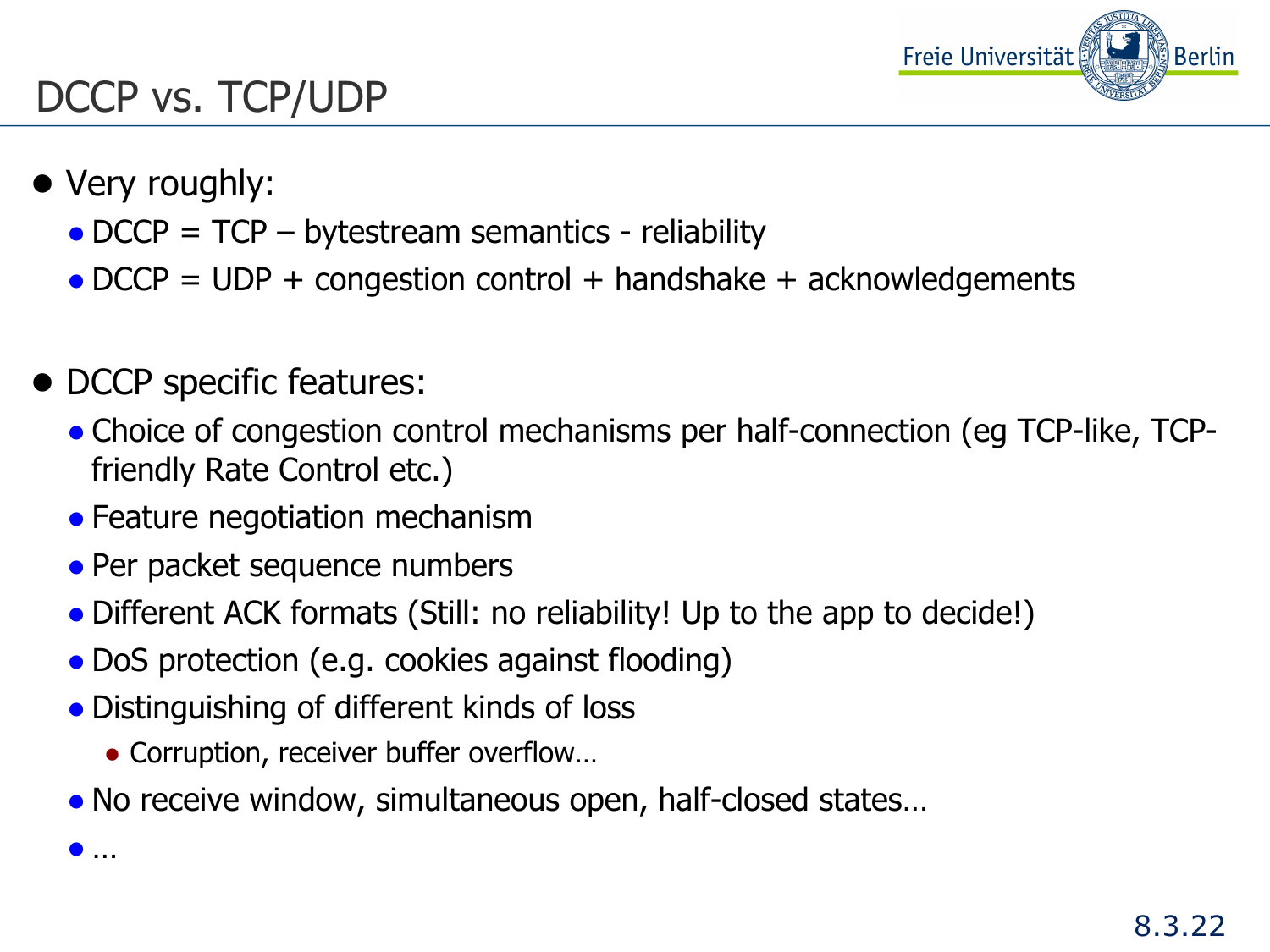# DCCP vs. TCP/UDP

- Very roughly:
  - DCCP = TCP – bytestream semantics - reliability
  - DCCP = UDP + congestion control + handshake + acknowledgements

- DCCP specific features:
  - Choice of congestion control mechanisms per half-connection (eg TCP-like, TCP-friendly Rate Control etc.)
  - Feature negotiation mechanism
  - Per packet sequence numbers
  - Different ACK formats (Still: no reliability! Up to the app to decide!)
  - DoS protection (e.g. cookies against flooding)
  - Distinguishing of different kinds of loss
    - Corruption, receiver buffer overflow…
  - No receive window, simultaneous open, half-closed states…
  - …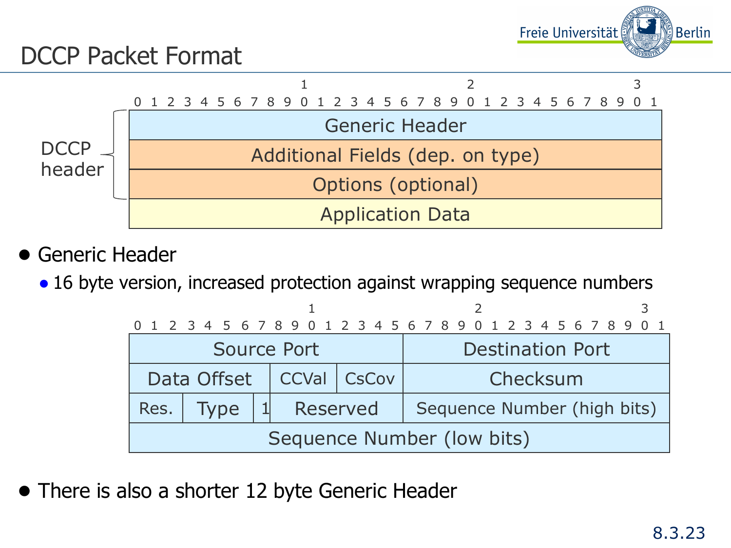# DCCP Packet Format

| DCCP header |
|---|
| Generic Header |
| Additional Fields (dep. on type) |
| Options (optional) |
| Application Data |

- Generic Header
  - 16 byte version, increased protection against wrapping sequence numbers

| Bits 0–2 | Bits 3–6 | Bit 7 | Bits 8–11 | Bits 12–15 | Bits 16–31 |
|---|---|---|---|---|---|
| Source Port | | | | | Destination Port |
| Data Offset | | | CCVal | CsCov | Checksum |
| Res. | Type | 1 | Reserved | | Sequence Number (high bits) |
| Sequence Number (low bits) | | | | | |

- There is also a shorter 12 byte Generic Header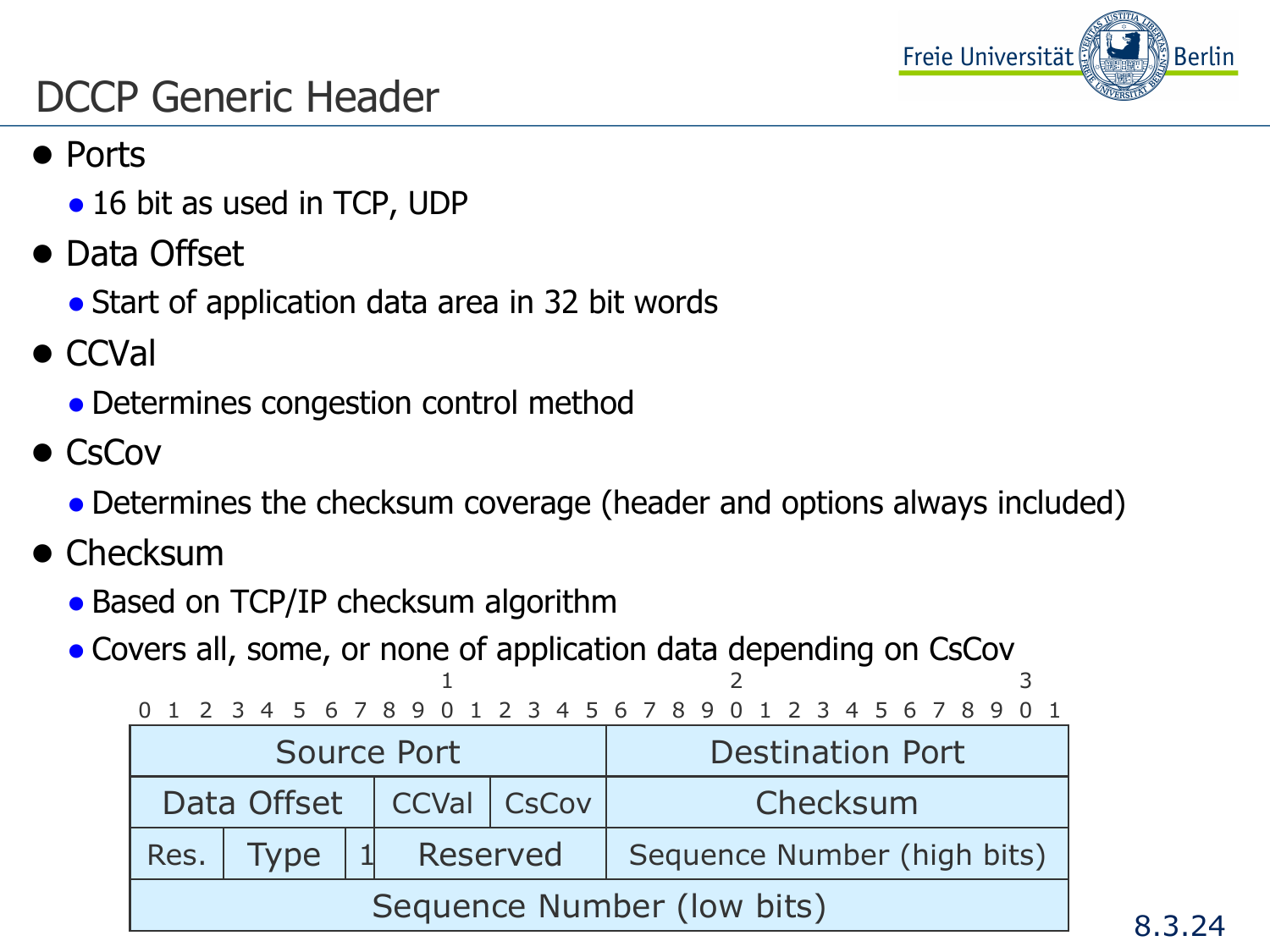# DCCP Generic Header

- Ports
  - 16 bit as used in TCP, UDP
- Data Offset
  - Start of application data area in 32 bit words
- CCVal
  - Determines congestion control method
- CsCov
  - Determines the checksum coverage (header and options always included)
- Checksum
  - Based on TCP/IP checksum algorithm
  - Covers all, some, or none of application data depending on CsCov

```
                     1                   2                   3
 0 1 2 3 4 5 6 7 8 9 0 1 2 3 4 5 6 7 8 9 0 1 2 3 4 5 6 7 8 9 0 1
+-------------------------------+-------------------------------+
|          Source Port          |       Destination Port        |
+---------------+-------+-------+-------------------------------+
|  Data Offset  | CCVal | CsCov |           Checksum            |
+-----+-------+-+---------------+-------------------------------+
| Res.| Type  |1|   Reserved    |  Sequence Number (high bits)  |
+-----+-------+-+---------------+-------------------------------+
|                 Sequence Number (low bits)                    |
+---------------------------------------------------------------+
```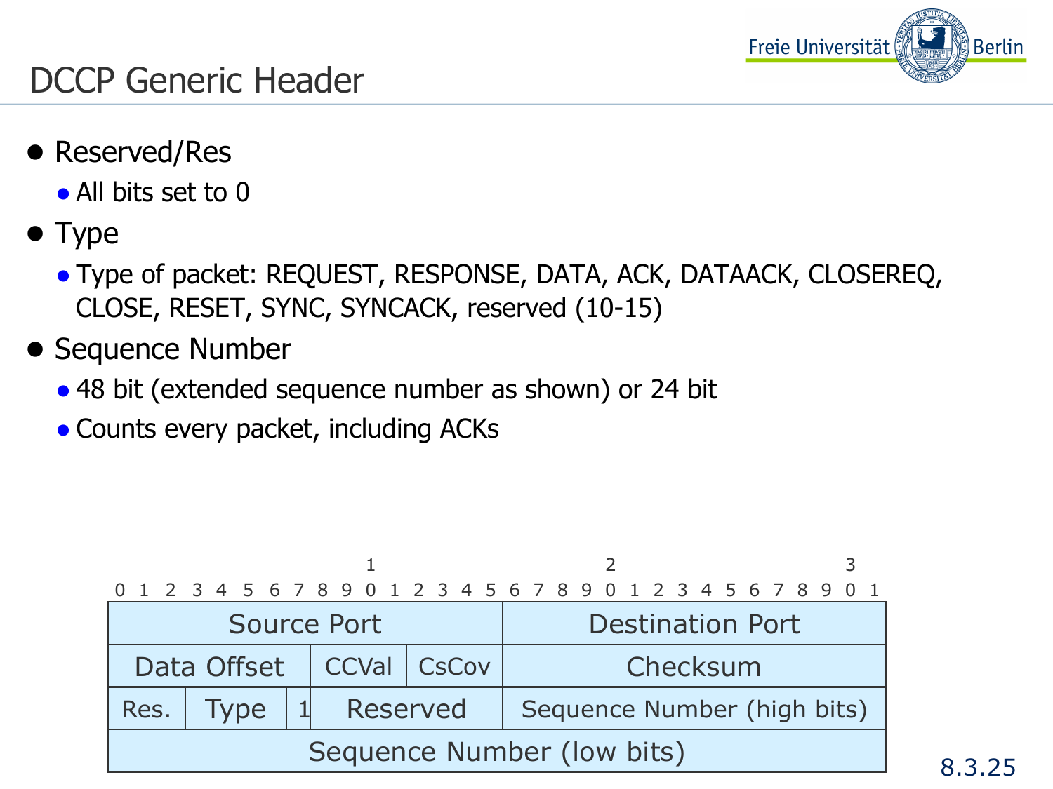# DCCP Generic Header

- Reserved/Res
  - All bits set to 0
- Type
  - Type of packet: REQUEST, RESPONSE, DATA, ACK, DATAACK, CLOSEREQ, CLOSE, RESET, SYNC, SYNCACK, reserved (10-15)
- Sequence Number
  - 48 bit (extended sequence number as shown) or 24 bit
  - Counts every packet, including ACKs

| Bits 0–2 | Bits 3–6 | Bit 7 | Bits 8–11 | Bits 12–15 | Bits 16–31 |
|---|---|---|---|---|---|
| Source Port | | | | | Destination Port |
| Data Offset | | | CCVal | CsCov | Checksum |
| Res. | Type | 1 | Reserved | | Sequence Number (high bits) |
| Sequence Number (low bits) | | | | | |

8.3.25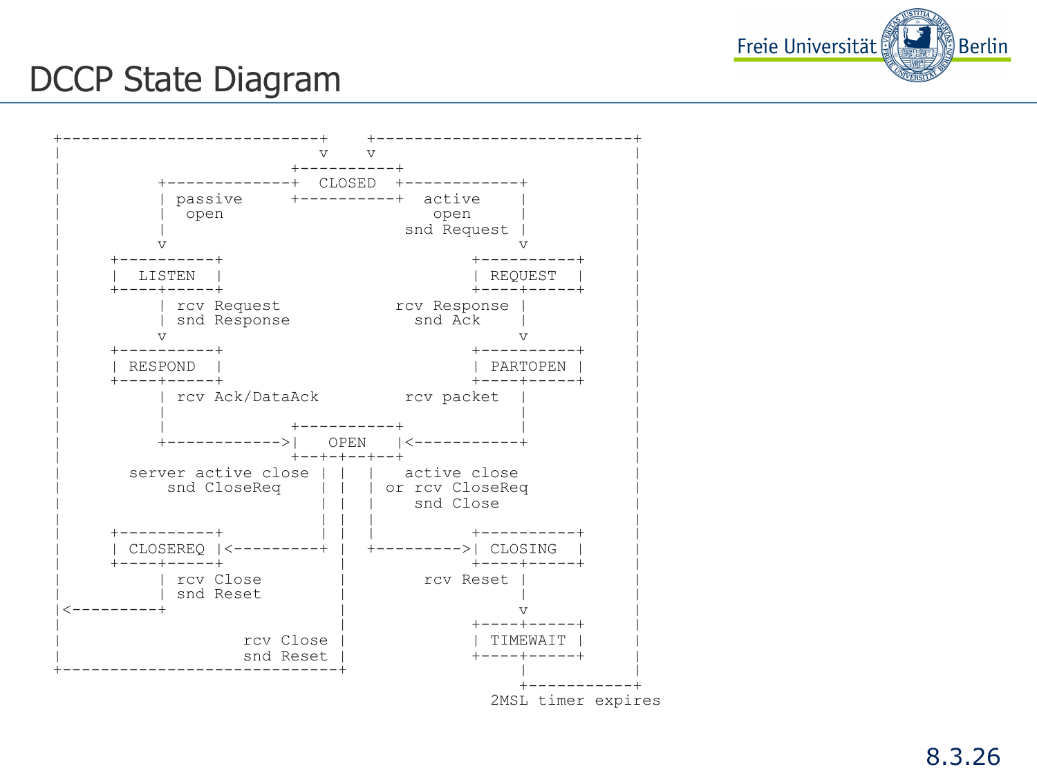# DCCP State Diagram

```
+---------------------------+    +---------------------------+
|                           v    v                           |
|                        +----------+                         |
|          +-------------+  CLOSED  +------------+            |
|          | passive     +----------+  active    |            |
|          |  open                       open     |            |
|          |                          snd Request |            |
|          v                                      v            |
|     +----------+                          +----------+       |
|     |  LISTEN  |                          | REQUEST  |       |
|     +----+-----+                          +----+-----+       |
|          | rcv Request           rcv Response |             |
|          | snd Response            snd Ack    |             |
|          v                                    v             |
|     +----------+                          +----------+       |
|     | RESPOND  |                          | PARTOPEN |       |
|     +----+-----+                          +----+-----+       |
|          | rcv Ack/DataAck         rcv packet  |             |
|          |                                    |             |
|          |             +-----------+          |             |
|          +------------>|   OPEN    |<---------+             |
|                        +--+-+-+-+--+                        |
|       server active close | | |   active close             |
|           snd CloseReq    | | | or rcv CloseReq            |
|                           | | |    snd Close               |
|                           | | |                            |
|     +----------+          | | |          +----------+       |
|     | CLOSEREQ |<---------+ | +--------->| CLOSING  |       |
|     +----+-----+            |            +----+-----+       |
|          | rcv Close        |       rcv Reset |             |
|          | snd Reset        |                 |             |
|<---------+                  |                 v             |
|                             |            +----+-----+       |
|                   rcv Close |            | TIMEWAIT |       |
|                   snd Reset |            +----+-----+       |
+-----------------------------+                 |             |
                                                +-------------+
                                          2MSL timer expires
```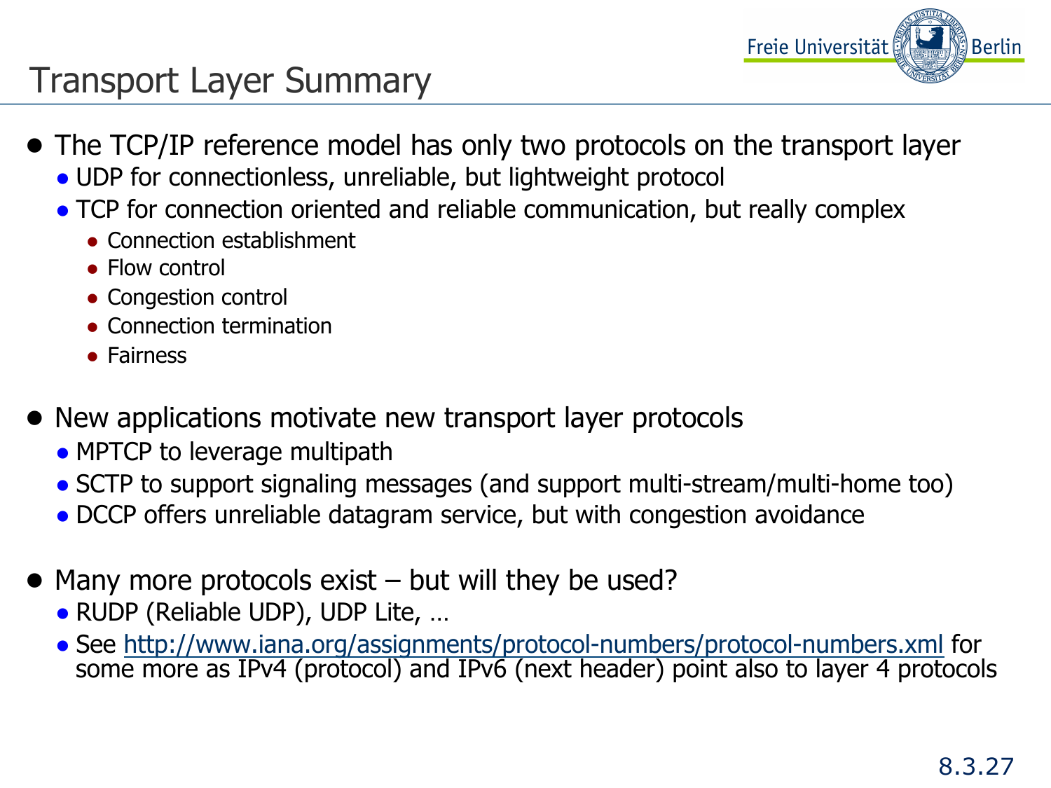# Transport Layer Summary

- The TCP/IP reference model has only two protocols on the transport layer
  - UDP for connectionless, unreliable, but lightweight protocol
  - TCP for connection oriented and reliable communication, but really complex
    - Connection establishment
    - Flow control
    - Congestion control
    - Connection termination
    - Fairness

- New applications motivate new transport layer protocols
  - MPTCP to leverage multipath
  - SCTP to support signaling messages (and support multi-stream/multi-home too)
  - DCCP offers unreliable datagram service, but with congestion avoidance

- Many more protocols exist – but will they be used?
  - RUDP (Reliable UDP), UDP Lite, …
  - See [http://www.iana.org/assignments/protocol-numbers/protocol-numbers.xml](http://www.iana.org/assignments/protocol-numbers/protocol-numbers.xml) for some more as IPv4 (protocol) and IPv6 (next header) point also to layer 4 protocols